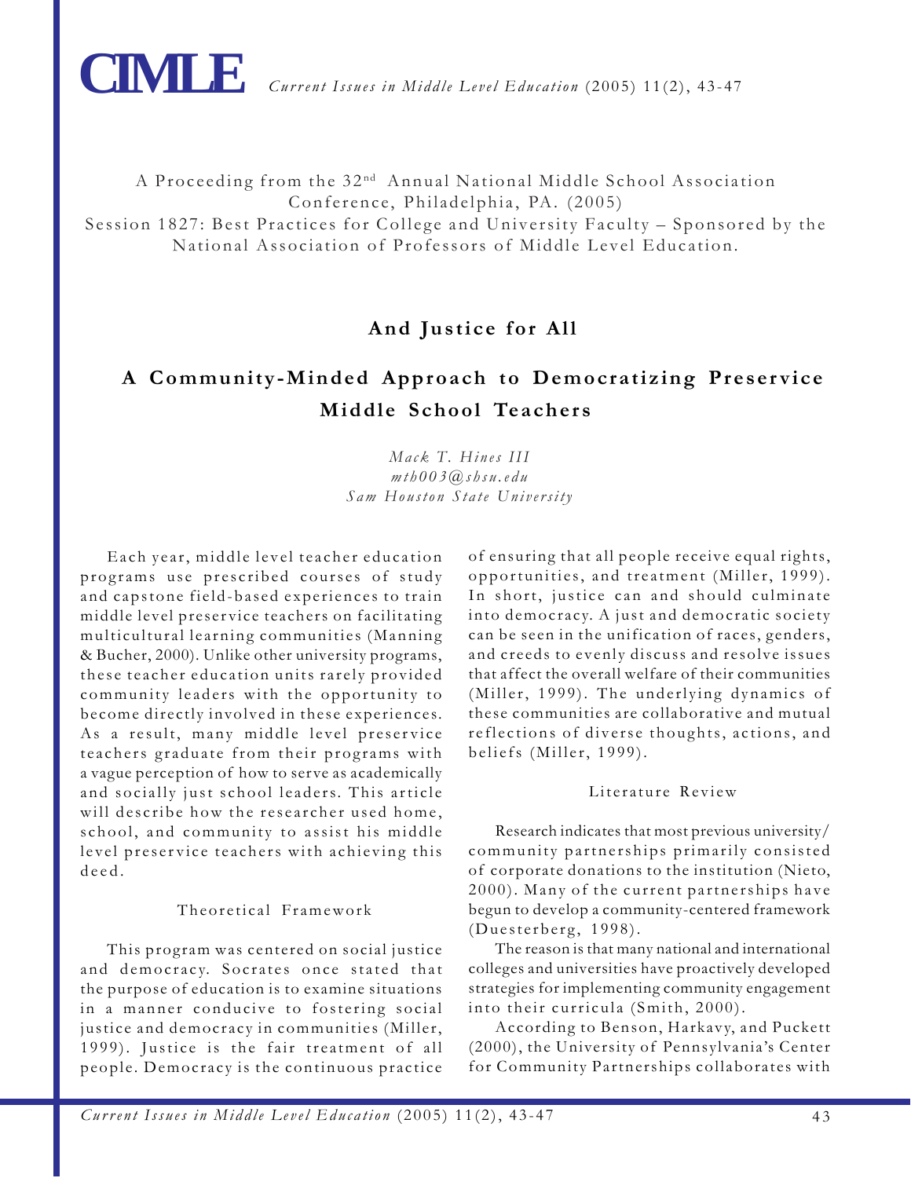A Proceeding from the 32nd Annual National Middle School Association Conference, Philadelphia, PA. (2005)
Session 1827: Best Practices for College and University Faculty – Sponsored by the National Association of Professors of Middle Level Education.

# And Justice for All

## A Community-Minded Approach to Democratizing Preservice Middle School Teachers

*Mack T. Hines III*
*mth003@shsu.edu*
*Sam Houston State University*

Each year, middle level teacher education programs use prescribed courses of study and capstone field-based experiences to train middle level preservice teachers on facilitating multicultural learning communities (Manning & Bucher, 2000). Unlike other university programs, these teacher education units rarely provided community leaders with the opportunity to become directly involved in these experiences. As a result, many middle level preservice teachers graduate from their programs with a vague perception of how to serve as academically and socially just school leaders. This article will describe how the researcher used home, school, and community to assist his middle level preservice teachers with achieving this deed.

### Theoretical Framework

This program was centered on social justice and democracy. Socrates once stated that the purpose of education is to examine situations in a manner conducive to fostering social justice and democracy in communities (Miller, 1999). Justice is the fair treatment of all people. Democracy is the continuous practice of ensuring that all people receive equal rights, opportunities, and treatment (Miller, 1999). In short, justice can and should culminate into democracy. A just and democratic society can be seen in the unification of races, genders, and creeds to evenly discuss and resolve issues that affect the overall welfare of their communities (Miller, 1999). The underlying dynamics of these communities are collaborative and mutual reflections of diverse thoughts, actions, and beliefs (Miller, 1999).

### Literature Review

Research indicates that most previous university/community partnerships primarily consisted of corporate donations to the institution (Nieto, 2000). Many of the current partnerships have begun to develop a community-centered framework (Duesterberg, 1998).

The reason is that many national and international colleges and universities have proactively developed strategies for implementing community engagement into their curricula (Smith, 2000).

According to Benson, Harkavy, and Puckett (2000), the University of Pennsylvania's Center for Community Partnerships collaborates with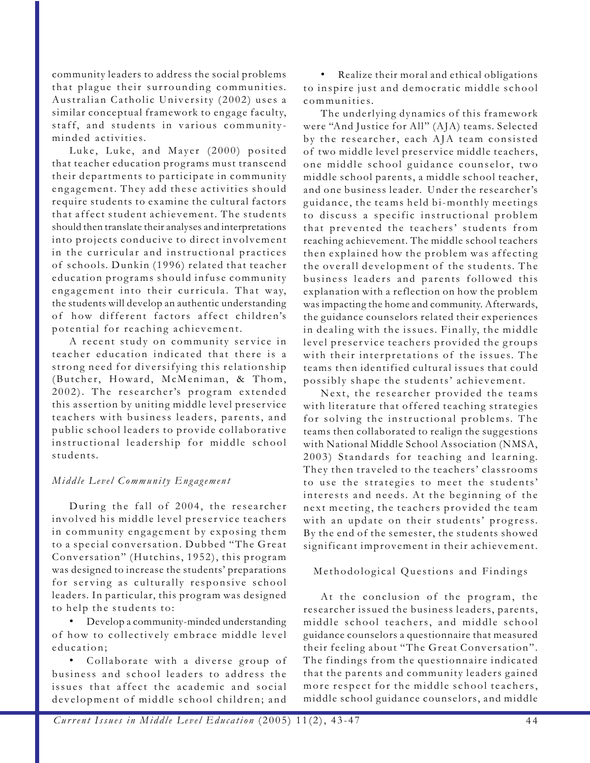community leaders to address the social problems that plague their surrounding communities. Australian Catholic University (2002) uses a similar conceptual framework to engage faculty, staff, and students in various community-minded activities.

Luke, Luke, and Mayer (2000) posited that teacher education programs must transcend their departments to participate in community engagement. They add these activities should require students to examine the cultural factors that affect student achievement. The students should then translate their analyses and interpretations into projects conducive to direct involvement in the curricular and instructional practices of schools. Dunkin (1996) related that teacher education programs should infuse community engagement into their curricula. That way, the students will develop an authentic understanding of how different factors affect children's potential for reaching achievement.

A recent study on community service in teacher education indicated that there is a strong need for diversifying this relationship (Butcher, Howard, McMeniman, & Thom, 2002). The researcher's program extended this assertion by uniting middle level preservice teachers with business leaders, parents, and public school leaders to provide collaborative instructional leadership for middle school students.

*Middle Level Community Engagement*

During the fall of 2004, the researcher involved his middle level preservice teachers in community engagement by exposing them to a special conversation. Dubbed "The Great Conversation" (Hutchins, 1952), this program was designed to increase the students' preparations for serving as culturally responsive school leaders. In particular, this program was designed to help the students to:

- Develop a community-minded understanding of how to collectively embrace middle level education;
- Collaborate with a diverse group of business and school leaders to address the issues that affect the academic and social development of middle school children; and
- Realize their moral and ethical obligations to inspire just and democratic middle school communities.

The underlying dynamics of this framework were "And Justice for All" (AJA) teams. Selected by the researcher, each AJA team consisted of two middle level preservice middle teachers, one middle school guidance counselor, two middle school parents, a middle school teacher, and one business leader. Under the researcher's guidance, the teams held bi-monthly meetings to discuss a specific instructional problem that prevented the teachers' students from reaching achievement. The middle school teachers then explained how the problem was affecting the overall development of the students. The business leaders and parents followed this explanation with a reflection on how the problem was impacting the home and community. Afterwards, the guidance counselors related their experiences in dealing with the issues. Finally, the middle level preservice teachers provided the groups with their interpretations of the issues. The teams then identified cultural issues that could possibly shape the students' achievement.

Next, the researcher provided the teams with literature that offered teaching strategies for solving the instructional problems. The teams then collaborated to realign the suggestions with National Middle School Association (NMSA, 2003) Standards for teaching and learning. They then traveled to the teachers' classrooms to use the strategies to meet the students' interests and needs. At the beginning of the next meeting, the teachers provided the team with an update on their students' progress. By the end of the semester, the students showed significant improvement in their achievement.

## Methodological Questions and Findings

At the conclusion of the program, the researcher issued the business leaders, parents, middle school teachers, and middle school guidance counselors a questionnaire that measured their feeling about "The Great Conversation". The findings from the questionnaire indicated that the parents and community leaders gained more respect for the middle school teachers, middle school guidance counselors, and middle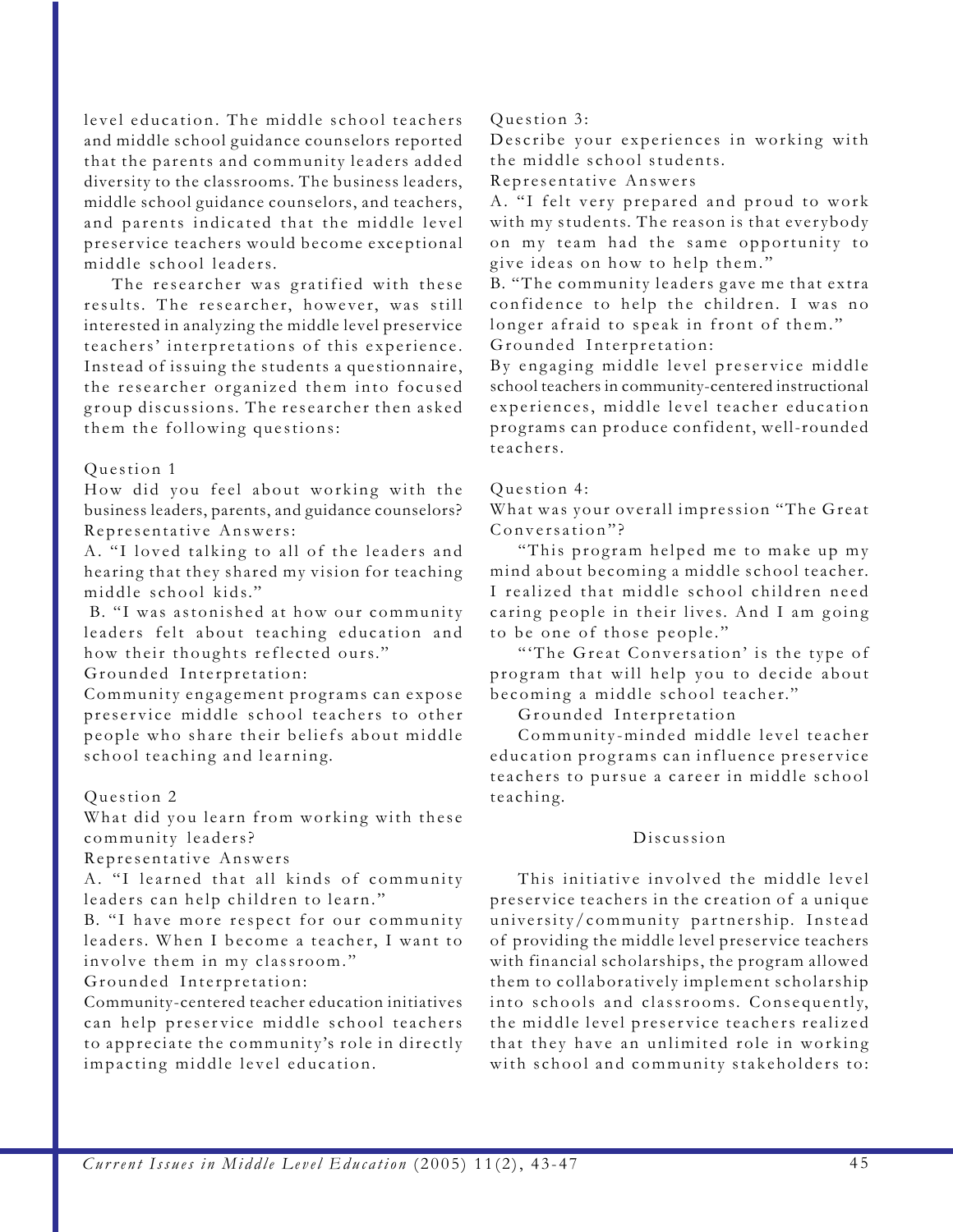level education. The middle school teachers and middle school guidance counselors reported that the parents and community leaders added diversity to the classrooms. The business leaders, middle school guidance counselors, and teachers, and parents indicated that the middle level preservice teachers would become exceptional middle school leaders.

The researcher was gratified with these results. The researcher, however, was still interested in analyzing the middle level preservice teachers' interpretations of this experience. Instead of issuing the students a questionnaire, the researcher organized them into focused group discussions. The researcher then asked them the following questions:

Question 1

How did you feel about working with the business leaders, parents, and guidance counselors?

Representative Answers:

A. "I loved talking to all of the leaders and hearing that they shared my vision for teaching middle school kids."

B. "I was astonished at how our community leaders felt about teaching education and how their thoughts reflected ours."

Grounded Interpretation:

Community engagement programs can expose preservice middle school teachers to other people who share their beliefs about middle school teaching and learning.

Question 2

What did you learn from working with these community leaders?

Representative Answers

A. "I learned that all kinds of community leaders can help children to learn."

B. "I have more respect for our community leaders. When I become a teacher, I want to involve them in my classroom."

Grounded Interpretation:

Community-centered teacher education initiatives can help preservice middle school teachers to appreciate the community's role in directly impacting middle level education.

Question 3:

Describe your experiences in working with the middle school students.

Representative Answers

A. "I felt very prepared and proud to work with my students. The reason is that everybody on my team had the same opportunity to give ideas on how to help them."

B. "The community leaders gave me that extra confidence to help the children. I was no longer afraid to speak in front of them."

Grounded Interpretation:

By engaging middle level preservice middle school teachers in community-centered instructional experiences, middle level teacher education programs can produce confident, well-rounded teachers.

Question 4:

What was your overall impression "The Great Conversation"?

"This program helped me to make up my mind about becoming a middle school teacher. I realized that middle school children need caring people in their lives. And I am going to be one of those people."

"'The Great Conversation' is the type of program that will help you to decide about becoming a middle school teacher."

Grounded Interpretation

Community-minded middle level teacher education programs can influence preservice teachers to pursue a career in middle school teaching.

## Discussion

This initiative involved the middle level preservice teachers in the creation of a unique university/community partnership. Instead of providing the middle level preservice teachers with financial scholarships, the program allowed them to collaboratively implement scholarship into schools and classrooms. Consequently, the middle level preservice teachers realized that they have an unlimited role in working with school and community stakeholders to: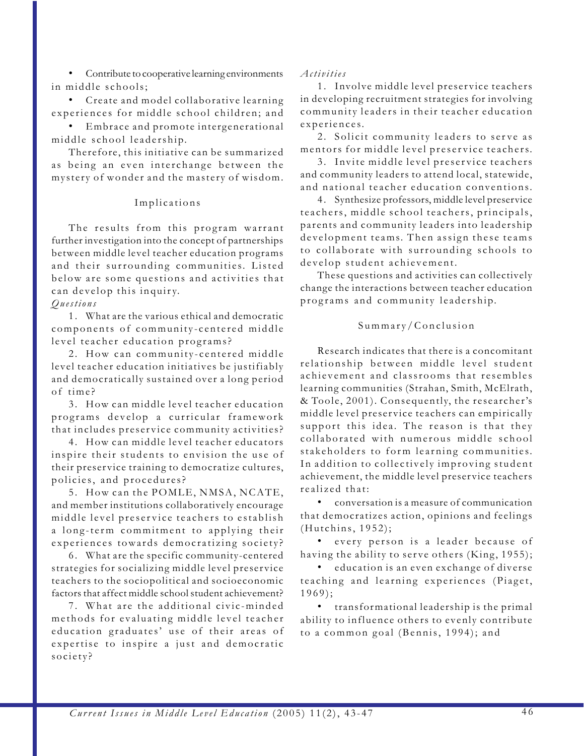- Contribute to cooperative learning environments in middle schools;
- Create and model collaborative learning experiences for middle school children; and
- Embrace and promote intergenerational middle school leadership.

Therefore, this initiative can be summarized as being an even interchange between the mystery of wonder and the mastery of wisdom.

## Implications

The results from this program warrant further investigation into the concept of partnerships between middle level teacher education programs and their surrounding communities. Listed below are some questions and activities that can develop this inquiry.

*Questions*

1. What are the various ethical and democratic components of community-centered middle level teacher education programs?
2. How can community-centered middle level teacher education initiatives be justifiably and democratically sustained over a long period of time?
3. How can middle level teacher education programs develop a curricular framework that includes preservice community activities?
4. How can middle level teacher educators inspire their students to envision the use of their preservice training to democratize cultures, policies, and procedures?
5. How can the POMLE, NMSA, NCATE, and member institutions collaboratively encourage middle level preservice teachers to establish a long-term commitment to applying their experiences towards democratizing society?
6. What are the specific community-centered strategies for socializing middle level preservice teachers to the sociopolitical and socioeconomic factors that affect middle school student achievement?
7. What are the additional civic-minded methods for evaluating middle level teacher education graduates' use of their areas of expertise to inspire a just and democratic society?

*Activities*

1. Involve middle level preservice teachers in developing recruitment strategies for involving community leaders in their teacher education experiences.
2. Solicit community leaders to serve as mentors for middle level preservice teachers.
3. Invite middle level preservice teachers and community leaders to attend local, statewide, and national teacher education conventions.
4. Synthesize professors, middle level preservice teachers, middle school teachers, principals, parents and community leaders into leadership development teams. Then assign these teams to collaborate with surrounding schools to develop student achievement.

These questions and activities can collectively change the interactions between teacher education programs and community leadership.

## Summary/Conclusion

Research indicates that there is a concomitant relationship between middle level student achievement and classrooms that resembles learning communities (Strahan, Smith, McElrath, & Toole, 2001). Consequently, the researcher's middle level preservice teachers can empirically support this idea. The reason is that they collaborated with numerous middle school stakeholders to form learning communities. In addition to collectively improving student achievement, the middle level preservice teachers realized that:

- conversation is a measure of communication that democratizes action, opinions and feelings (Hutchins, 1952);
- every person is a leader because of having the ability to serve others (King, 1955);
- education is an even exchange of diverse teaching and learning experiences (Piaget, 1969);
- transformational leadership is the primal ability to influence others to evenly contribute to a common goal (Bennis, 1994); and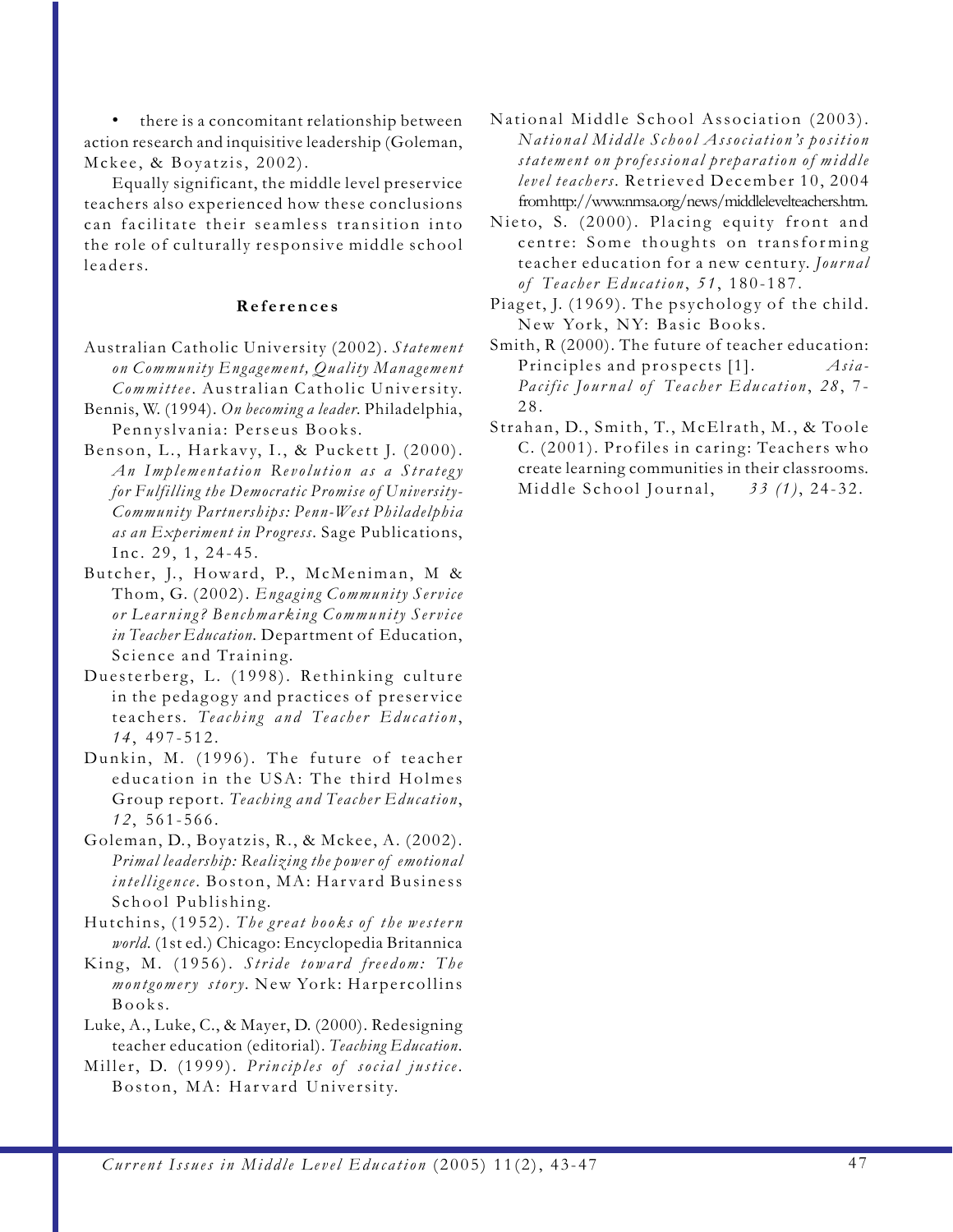- there is a concomitant relationship between action research and inquisitive leadership (Goleman, Mckee, & Boyatzis, 2002).

Equally significant, the middle level preservice teachers also experienced how these conclusions can facilitate their seamless transition into the role of culturally responsive middle school leaders.

**References**

Australian Catholic University (2002). *Statement on Community Engagement, Quality Management Committee*. Australian Catholic University.

Bennis, W. (1994). *On becoming a leader*. Philadelphia, Pennyslvania: Perseus Books.

Benson, L., Harkavy, I., & Puckett J. (2000). *An Implementation Revolution as a Strategy for Fulfilling the Democratic Promise of University-Community Partnerships: Penn-West Philadelphia as an Experiment in Progress*. Sage Publications, Inc. 29, 1, 24-45.

Butcher, J., Howard, P., McMeniman, M & Thom, G. (2002). *Engaging Community Service or Learning? Benchmarking Community Service in Teacher Education*. Department of Education, Science and Training.

Duesterberg, L. (1998). Rethinking culture in the pedagogy and practices of preservice teachers. *Teaching and Teacher Education*, *14*, 497-512.

Dunkin, M. (1996). The future of teacher education in the USA: The third Holmes Group report. *Teaching and Teacher Education*, *12*, 561-566.

Goleman, D., Boyatzis, R., & Mckee, A. (2002). *Primal leadership: Realizing the power of emotional intelligence*. Boston, MA: Harvard Business School Publishing.

Hutchins, (1952). *The great books of the western world*. (1st ed.) Chicago: Encyclopedia Britannica

King, M. (1956). *Stride toward freedom: The montgomery story*. New York: Harpercollins Books.

Luke, A., Luke, C., & Mayer, D. (2000). Redesigning teacher education (editorial). *Teaching Education*.

Miller, D. (1999). *Principles of social justice*. Boston, MA: Harvard University.

National Middle School Association (2003). *National Middle School Association's position statement on professional preparation of middle level teachers*. Retrieved December 10, 2004 from http://www.nmsa.org/news/middlelevelteachers.htm.

Nieto, S. (2000). Placing equity front and centre: Some thoughts on transforming teacher education for a new century. *Journal of Teacher Education*, *51*, 180-187.

Piaget, J. (1969). The psychology of the child. New York, NY: Basic Books.

Smith, R (2000). The future of teacher education: Principles and prospects [1]. *Asia-Pacific Journal of Teacher Education*, *28*, 7-28.

Strahan, D., Smith, T., McElrath, M., & Toole C. (2001). Profiles in caring: Teachers who create learning communities in their classrooms. Middle School Journal, *33 (1)*, 24-32.